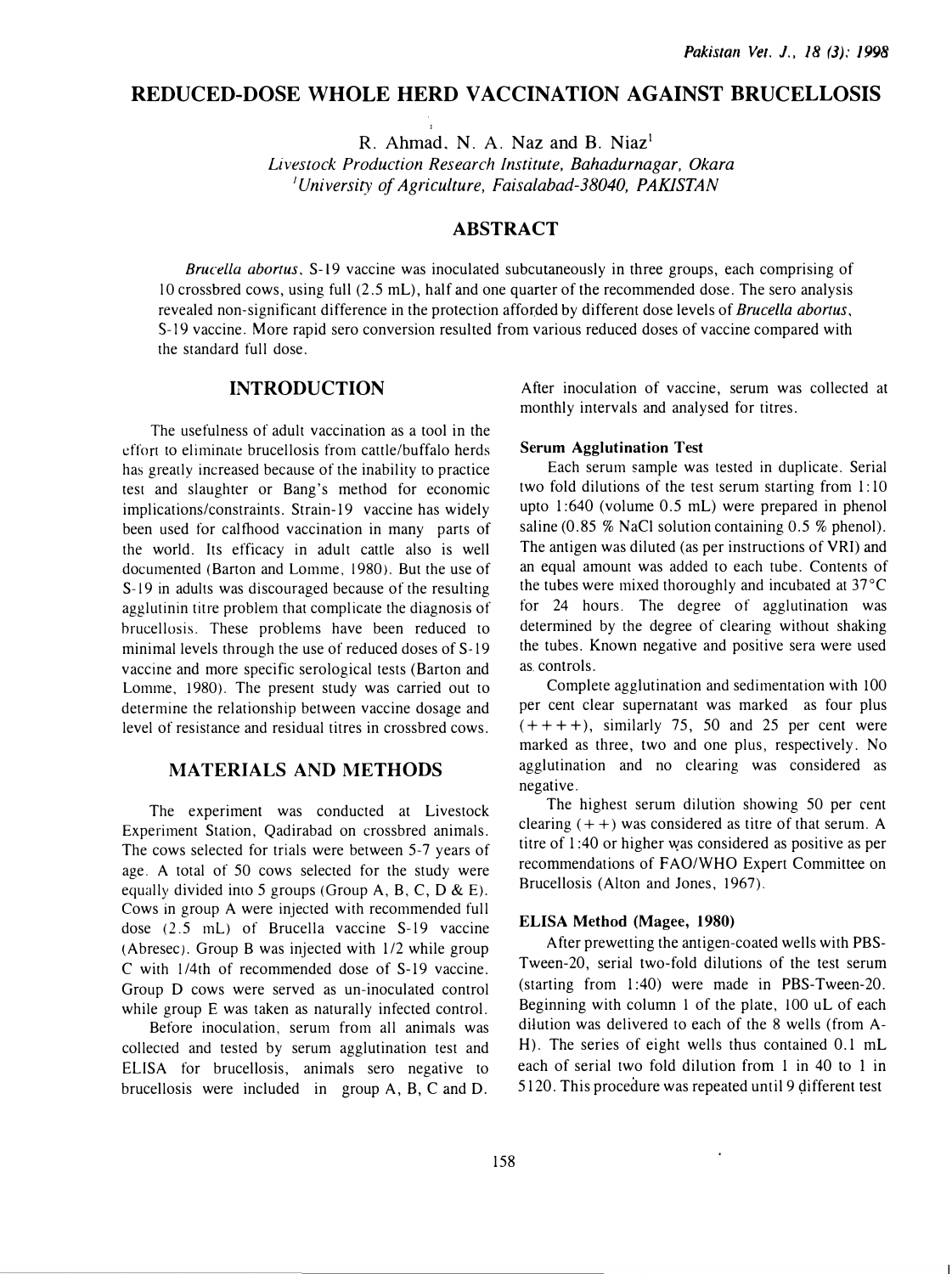# REDUCED-DOSE WHOLE HERD VACCINATION AGAINST BRUCELLOSIS

R. Ahmad, N. A. Naz and B. Niaz[1]

*Livestock Production Research Institute, Bahadurnagar, Okara*
[1]*University of Agriculture, Faisalabad-38040, PAKISTAN*

## ABSTRACT

*Brucella abortus*, S-19 vaccine was inoculated subcutaneously in three groups, each comprising of 10 crossbred cows, using full (2.5 mL), half and one quarter of the recommended dose. The sero analysis revealed non-significant difference in the protection afforded by different dose levels of *Brucella abortus*, S-19 vaccine. More rapid sero conversion resulted from various reduced doses of vaccine compared with the standard full dose.

## INTRODUCTION

The usefulness of adult vaccination as a tool in the effort to eliminate brucellosis from cattle/buffalo herds has greatly increased because of the inability to practice test and slaughter or Bang's method for economic implications/constraints. Strain-19 vaccine has widely been used for calfhood vaccination in many parts of the world. Its efficacy in adult cattle also is well documented (Barton and Lomme, 1980). But the use of S-19 in adults was discouraged because of the resulting agglutinin titre problem that complicate the diagnosis of brucellosis. These problems have been reduced to minimal levels through the use of reduced doses of S-19 vaccine and more specific serological tests (Barton and Lomme, 1980). The present study was carried out to determine the relationship between vaccine dosage and level of resistance and residual titres in crossbred cows.

## MATERIALS AND METHODS

The experiment was conducted at Livestock Experiment Station, Qadirabad on crossbred animals. The cows selected for trials were between 5-7 years of age. A total of 50 cows selected for the study were equally divided into 5 groups (Group A, B, C, D & E). Cows in group A were injected with recommended full dose (2.5 mL) of Brucella vaccine S-19 vaccine (Abresec). Group B was injected with 1/2 while group C with 1/4th of recommended dose of S-19 vaccine. Group D cows were served as un-inoculated control while group E was taken as naturally infected control.

Before inoculation, serum from all animals was collected and tested by serum agglutination test and ELISA for brucellosis, animals sero negative to brucellosis were included in group A, B, C and D. After inoculation of vaccine, serum was collected at monthly intervals and analysed for titres.

### Serum Agglutination Test

Each serum sample was tested in duplicate. Serial two fold dilutions of the test serum starting from 1:10 upto 1:640 (volume 0.5 mL) were prepared in phenol saline (0.85 % NaCl solution containing 0.5 % phenol). The antigen was diluted (as per instructions of VRI) and an equal amount was added to each tube. Contents of the tubes were mixed thoroughly and incubated at 37°C for 24 hours. The degree of agglutination was determined by the degree of clearing without shaking the tubes. Known negative and positive sera were used as controls.

Complete agglutination and sedimentation with 100 per cent clear supernatant was marked as four plus (++++), similarly 75, 50 and 25 per cent were marked as three, two and one plus, respectively. No agglutination and no clearing was considered as negative.

The highest serum dilution showing 50 per cent clearing (++) was considered as titre of that serum. A titre of 1:40 or higher was considered as positive as per recommendations of FAO/WHO Expert Committee on Brucellosis (Alton and Jones, 1967).

### ELISA Method (Magee, 1980)

After prewetting the antigen-coated wells with PBS-Tween-20, serial two-fold dilutions of the test serum (starting from 1:40) were made in PBS-Tween-20. Beginning with column 1 of the plate, 100 uL of each dilution was delivered to each of the 8 wells (from A-H). The series of eight wells thus contained 0.1 mL each of serial two fold dilution from 1 in 40 to 1 in 5120. This procedure was repeated until 9 different test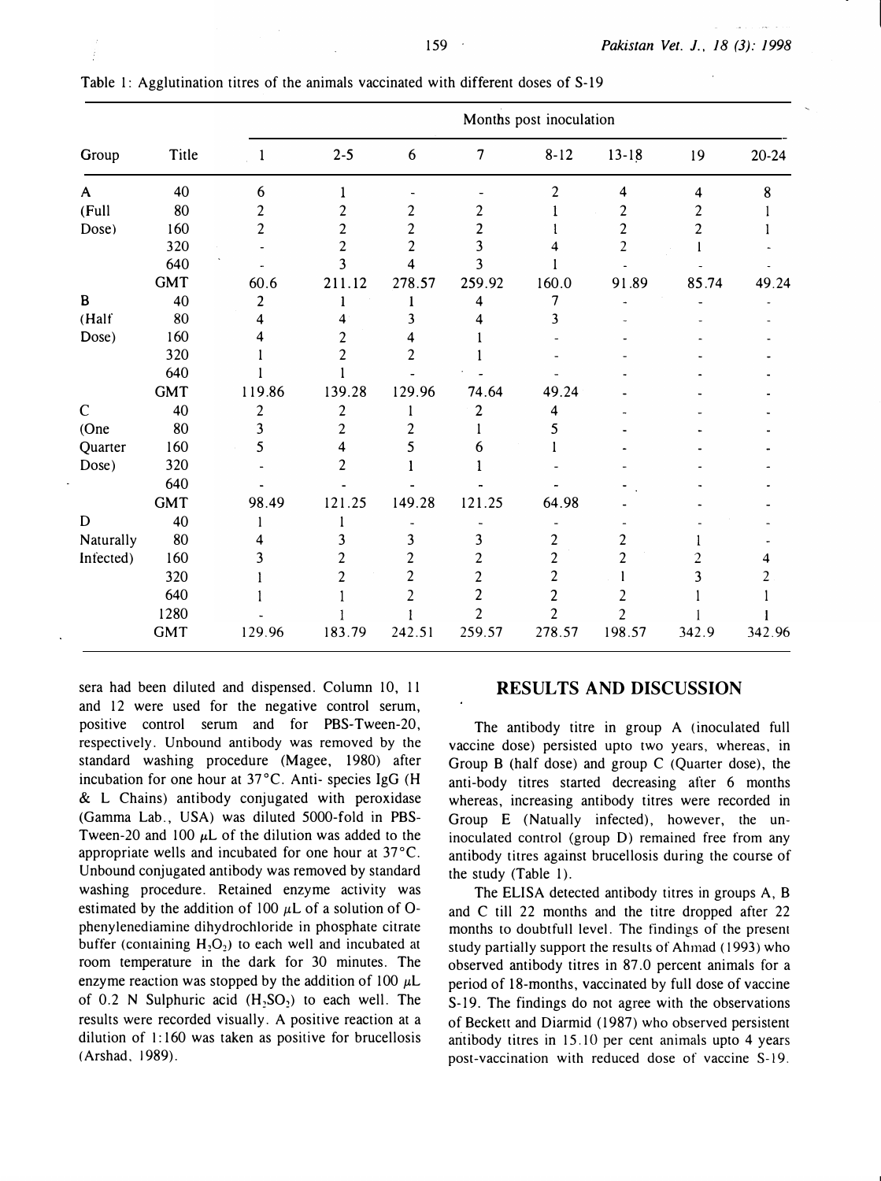Table 1: Agglutination titres of the animals vaccinated with different doses of S-19

| Group | Title | Months post inoculation | | | | | | | |
|---|---|---|---|---|---|---|---|---|---|
| | | 1 | 2-5 | 6 | 7 | 8-12 | 13-18 | 19 | 20-24 |
| A | 40 | 6 | 1 | - | - | 2 | 4 | 4 | 8 |
| (Full | 80 | 2 | 2 | 2 | 2 | 1 | 2 | 2 | 1 |
| Dose) | 160 | 2 | 2 | 2 | 2 | 1 | 2 | 2 | 1 |
| | 320 | - | 2 | 2 | 3 | 4 | 2 | 1 | - |
| | 640 | - | 3 | 4 | 3 | 1 | - | - | - |
| | GMT | 60.6 | 211.12 | 278.57 | 259.92 | 160.0 | 91.89 | 85.74 | 49.24 |
| B | 40 | 2 | 1 | 1 | 4 | 7 | - | - | - |
| (Half | 80 | 4 | 4 | 3 | 4 | 3 | - | - | - |
| Dose) | 160 | 4 | 2 | 4 | 1 | - | - | - | - |
| | 320 | 1 | 2 | 2 | 1 | - | - | - | - |
| | 640 | 1 | 1 | - | - | - | - | - | - |
| | GMT | 119.86 | 139.28 | 129.96 | 74.64 | 49.24 | - | - | - |
| C | 40 | 2 | 2 | 1 | 2 | 4 | - | - | - |
| (One | 80 | 3 | 2 | 2 | 1 | 5 | - | - | - |
| Quarter | 160 | 5 | 4 | 5 | 6 | 1 | - | - | - |
| Dose) | 320 | - | 2 | 1 | 1 | - | - | - | - |
| | 640 | - | - | - | - | - | - | - | - |
| | GMT | 98.49 | 121.25 | 149.28 | 121.25 | 64.98 | - | - | - |
| D | 40 | 1 | 1 | - | - | - | - | - | - |
| Naturally | 80 | 4 | 3 | 3 | 3 | 2 | 2 | 1 | - |
| Infected) | 160 | 3 | 2 | 2 | 2 | 2 | 2 | 2 | 4 |
| | 320 | 1 | 2 | 2 | 2 | 2 | 1 | 3 | 2 |
| | 640 | 1 | 1 | 2 | 2 | 2 | 2 | 1 | 1 |
| | 1280 | - | 1 | 1 | 2 | 2 | 2 | 1 | 1 |
| | GMT | 129.96 | 183.79 | 242.51 | 259.57 | 278.57 | 198.57 | 342.9 | 342.96 |

sera had been diluted and dispensed. Column 10, 11 and 12 were used for the negative control serum, positive control serum and for PBS-Tween-20, respectively. Unbound antibody was removed by the standard washing procedure (Magee, 1980) after incubation for one hour at 37°C. Anti- species IgG (H & L Chains) antibody conjugated with peroxidase (Gamma Lab., USA) was diluted 5000-fold in PBS-Tween-20 and 100 µL of the dilution was added to the appropriate wells and incubated for one hour at 37°C. Unbound conjugated antibody was removed by standard washing procedure. Retained enzyme activity was estimated by the addition of 100 µL of a solution of O-phenylenediamine dihydrochloride in phosphate citrate buffer (containing $H_2O_2$) to each well and incubated at room temperature in the dark for 30 minutes. The enzyme reaction was stopped by the addition of 100 µL of 0.2 N Sulphuric acid ($H_2SO_2$) to each well. The results were recorded visually. A positive reaction at a dilution of 1:160 was taken as positive for brucellosis (Arshad, 1989).

## RESULTS AND DISCUSSION

The antibody titre in group A (inoculated full vaccine dose) persisted upto two years, whereas, in Group B (half dose) and group C (Quarter dose), the anti-body titres started decreasing after 6 months whereas, increasing antibody titres were recorded in Group E (Natually infected), however, the un-inoculated control (group D) remained free from any antibody titres against brucellosis during the course of the study (Table 1).

The ELISA detected antibody titres in groups A, B and C till 22 months and the titre dropped after 22 months to doubtfull level. The findings of the present study partially support the results of Ahmad (1993) who observed antibody titres in 87.0 percent animals for a period of 18-months, vaccinated by full dose of vaccine S-19. The findings do not agree with the observations of Beckett and Diarmid (1987) who observed persistent antibody titres in 15.10 per cent animals upto 4 years post-vaccination with reduced dose of vaccine S-19.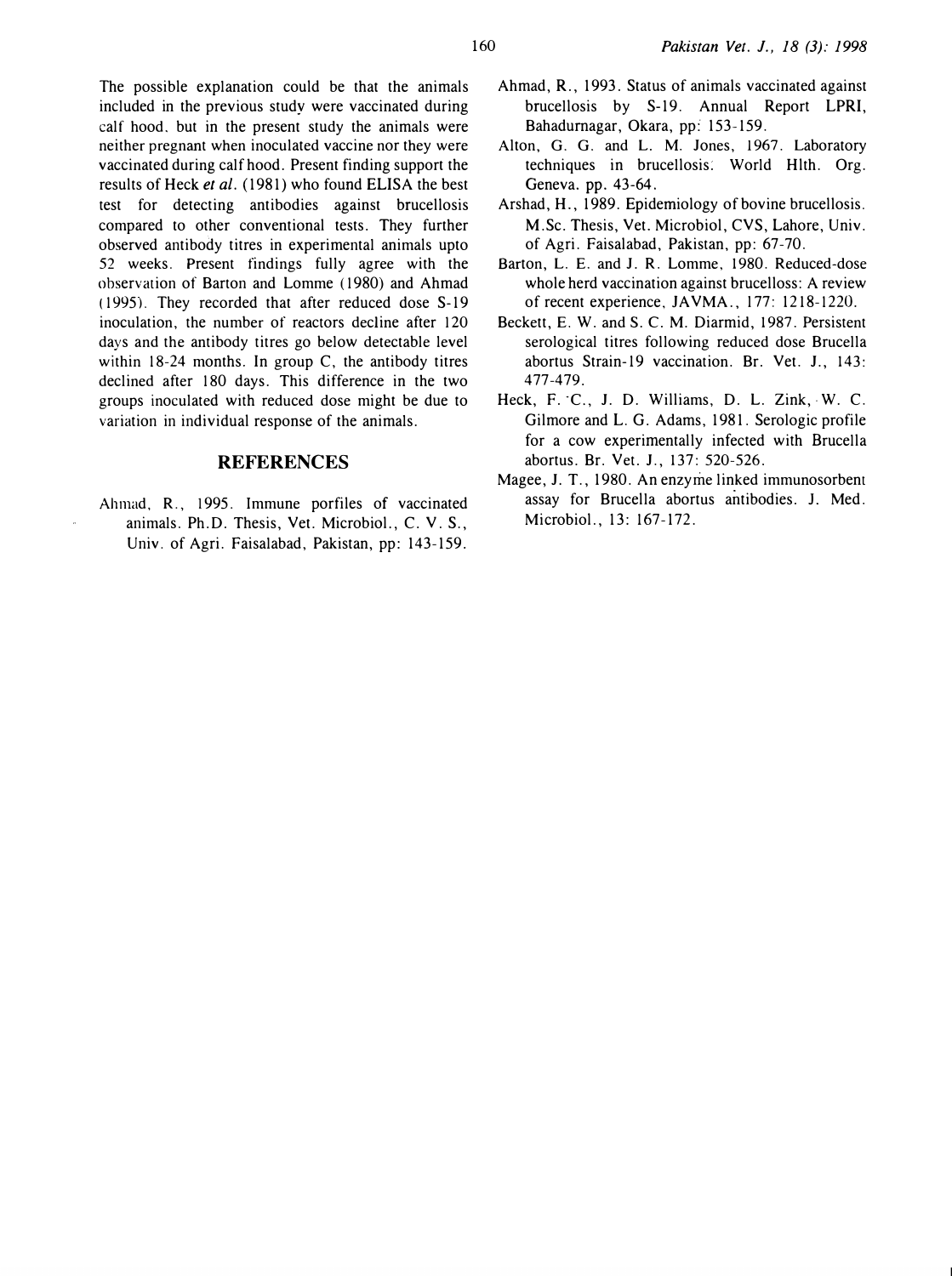The possible explanation could be that the animals included in the previous study were vaccinated during calf hood. but in the present study the animals were neither pregnant when inoculated vaccine nor they were vaccinated during calf hood. Present finding support the results of Heck *et al.* (1981) who found ELISA the best test for detecting antibodies against brucellosis compared to other conventional tests. They further observed antibody titres in experimental animals upto 52 weeks. Present findings fully agree with the observation of Barton and Lomme (1980) and Ahmad (1995). They recorded that after reduced dose S-19 inoculation, the number of reactors decline after 120 days and the antibody titres go below detectable level within 18-24 months. In group C, the antibody titres declined after 180 days. This difference in the two groups inoculated with reduced dose might be due to variation in individual response of the animals.

## REFERENCES

Ahmad, R., 1995. Immune porfiles of vaccinated animals. Ph.D. Thesis, Vet. Microbiol., C. V. S., Univ. of Agri. Faisalabad, Pakistan, pp: 143-159.

Ahmad, R., 1993. Status of animals vaccinated against brucellosis by S-19. Annual Report LPRI, Bahadurnagar, Okara, pp: 153-159.

Alton, G. G. and L. M. Jones, 1967. Laboratory techniques in brucellosis. World Hlth. Org. Geneva. pp. 43-64.

Arshad, H., 1989. Epidemiology of bovine brucellosis. M.Sc. Thesis, Vet. Microbiol, CVS, Lahore, Univ. of Agri. Faisalabad, Pakistan, pp: 67-70.

Barton, L. E. and J. R. Lomme, 1980. Reduced-dose whole herd vaccination against brucelloss: A review of recent experience, JAVMA., 177: 1218-1220.

Beckett, E. W. and S. C. M. Diarmid, 1987. Persistent serological titres following reduced dose Brucella abortus Strain-19 vaccination. Br. Vet. J., 143: 477-479.

Heck, F. C., J. D. Williams, D. L. Zink, W. C. Gilmore and L. G. Adams, 1981. Serologic profile for a cow experimentally infected with Brucella abortus. Br. Vet. J., 137: 520-526.

Magee, J. T., 1980. An enzyme linked immunosorbent assay for Brucella abortus antibodies. J. Med. Microbiol., 13: 167-172.